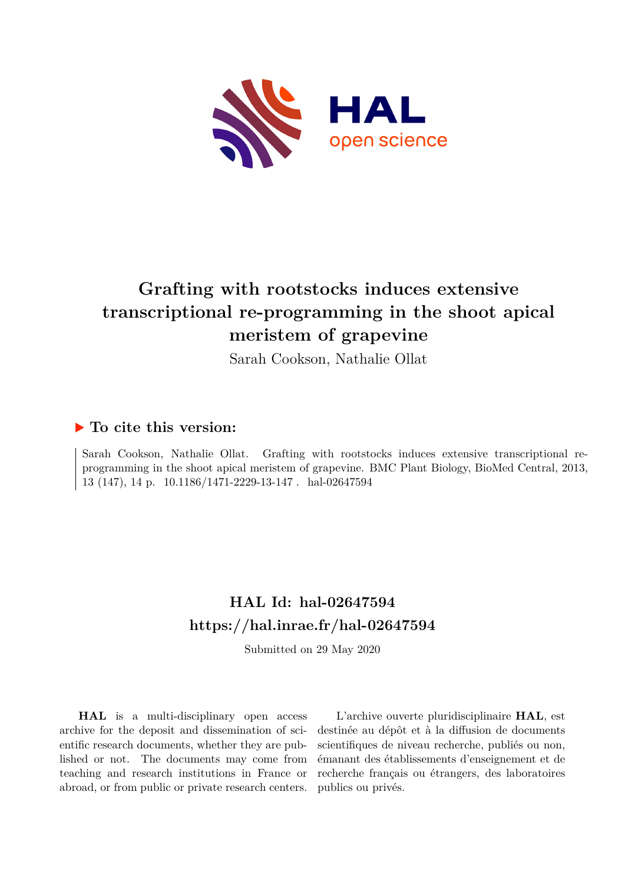# Grafting with rootstocks induces extensive transcriptional re-programming in the shoot apical meristem of grapevine

Sarah Cookson, Nathalie Ollat

## ▶ To cite this version:

Sarah Cookson, Nathalie Ollat. Grafting with rootstocks induces extensive transcriptional re-programming in the shoot apical meristem of grapevine. BMC Plant Biology, BioMed Central, 2013, 13 (147), 14 p. 10.1186/1471-2229-13-147 . hal-02647594

## HAL Id: hal-02647594
## https://hal.inrae.fr/hal-02647594

Submitted on 29 May 2020

**HAL** is a multi-disciplinary open access archive for the deposit and dissemination of scientific research documents, whether they are published or not. The documents may come from teaching and research institutions in France or abroad, or from public or private research centers.

L'archive ouverte pluridisciplinaire **HAL**, est destinée au dépôt et à la diffusion de documents scientifiques de niveau recherche, publiés ou non, émanant des établissements d'enseignement et de recherche français ou étrangers, des laboratoires publics ou privés.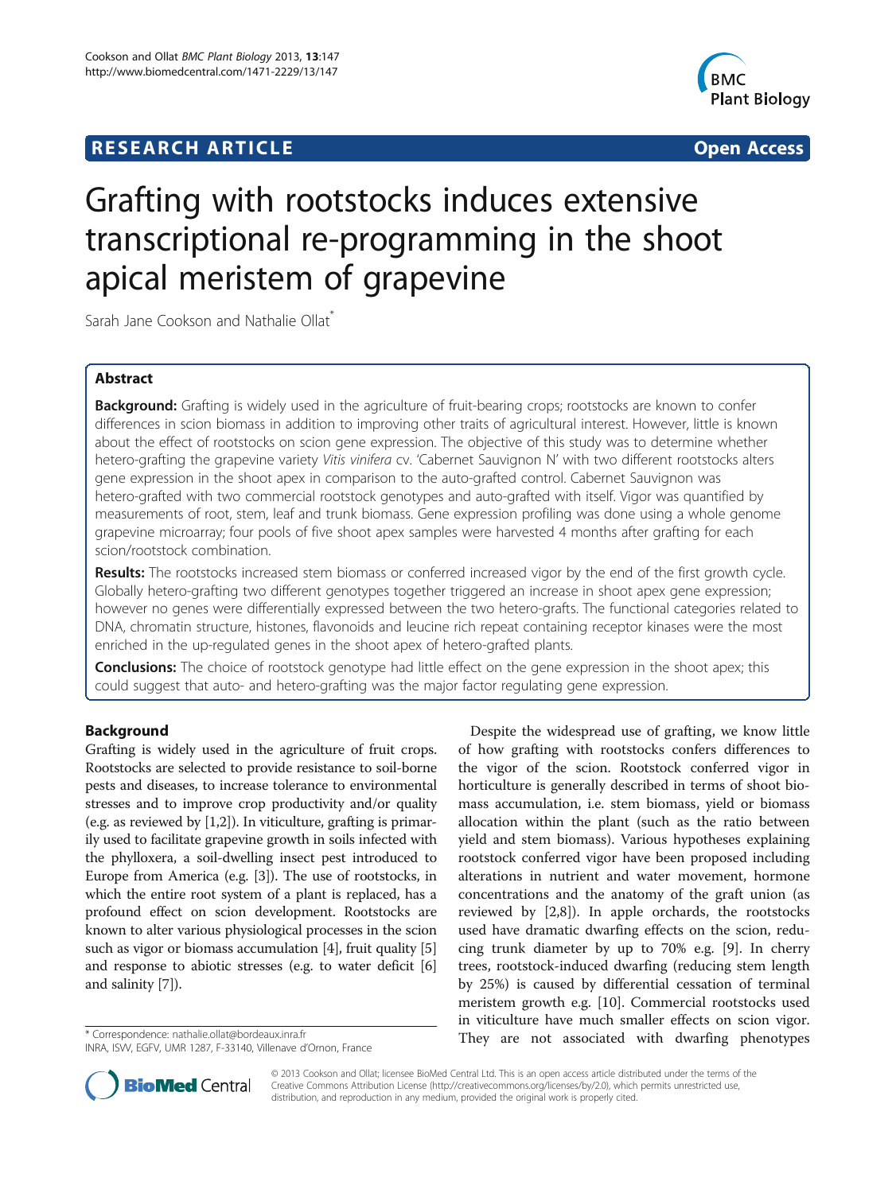# Grafting with rootstocks induces extensive transcriptional re-programming in the shoot apical meristem of grapevine

Sarah Jane Cookson and Nathalie Ollat*

## Abstract

**Background:** Grafting is widely used in the agriculture of fruit-bearing crops; rootstocks are known to confer differences in scion biomass in addition to improving other traits of agricultural interest. However, little is known about the effect of rootstocks on scion gene expression. The objective of this study was to determine whether hetero-grafting the grapevine variety *Vitis vinifera* cv. 'Cabernet Sauvignon N' with two different rootstocks alters gene expression in the shoot apex in comparison to the auto-grafted control. Cabernet Sauvignon was hetero-grafted with two commercial rootstock genotypes and auto-grafted with itself. Vigor was quantified by measurements of root, stem, leaf and trunk biomass. Gene expression profiling was done using a whole genome grapevine microarray; four pools of five shoot apex samples were harvested 4 months after grafting for each scion/rootstock combination.

**Results:** The rootstocks increased stem biomass or conferred increased vigor by the end of the first growth cycle. Globally hetero-grafting two different genotypes together triggered an increase in shoot apex gene expression; however no genes were differentially expressed between the two hetero-grafts. The functional categories related to DNA, chromatin structure, histones, flavonoids and leucine rich repeat containing receptor kinases were the most enriched in the up-regulated genes in the shoot apex of hetero-grafted plants.

**Conclusions:** The choice of rootstock genotype had little effect on the gene expression in the shoot apex; this could suggest that auto- and hetero-grafting was the major factor regulating gene expression.

## Background

Grafting is widely used in the agriculture of fruit crops. Rootstocks are selected to provide resistance to soil-borne pests and diseases, to increase tolerance to environmental stresses and to improve crop productivity and/or quality (e.g. as reviewed by [1,2]). In viticulture, grafting is primarily used to facilitate grapevine growth in soils infected with the phylloxera, a soil-dwelling insect pest introduced to Europe from America (e.g. [3]). The use of rootstocks, in which the entire root system of a plant is replaced, has a profound effect on scion development. Rootstocks are known to alter various physiological processes in the scion such as vigor or biomass accumulation [4], fruit quality [5] and response to abiotic stresses (e.g. to water deficit [6] and salinity [7]).

Despite the widespread use of grafting, we know little of how grafting with rootstocks confers differences to the vigor of the scion. Rootstock conferred vigor in horticulture is generally described in terms of shoot biomass accumulation, i.e. stem biomass, yield or biomass allocation within the plant (such as the ratio between yield and stem biomass). Various hypotheses explaining rootstock conferred vigor have been proposed including alterations in nutrient and water movement, hormone concentrations and the anatomy of the graft union (as reviewed by [2,8]). In apple orchards, the rootstocks used have dramatic dwarfing effects on the scion, reducing trunk diameter by up to 70% e.g. [9]. In cherry trees, rootstock-induced dwarfing (reducing stem length by 25%) is caused by differential cessation of terminal meristem growth e.g. [10]. Commercial rootstocks used in viticulture have much smaller effects on scion vigor. They are not associated with dwarfing phenotypes

* Correspondence: nathalie.ollat@bordeaux.inra.fr
INRA, ISVV, EGFV, UMR 1287, F-33140, Villenave d'Ornon, France

© 2013 Cookson and Ollat; licensee BioMed Central Ltd. This is an open access article distributed under the terms of the Creative Commons Attribution License (http://creativecommons.org/licenses/by/2.0), which permits unrestricted use, distribution, and reproduction in any medium, provided the original work is properly cited.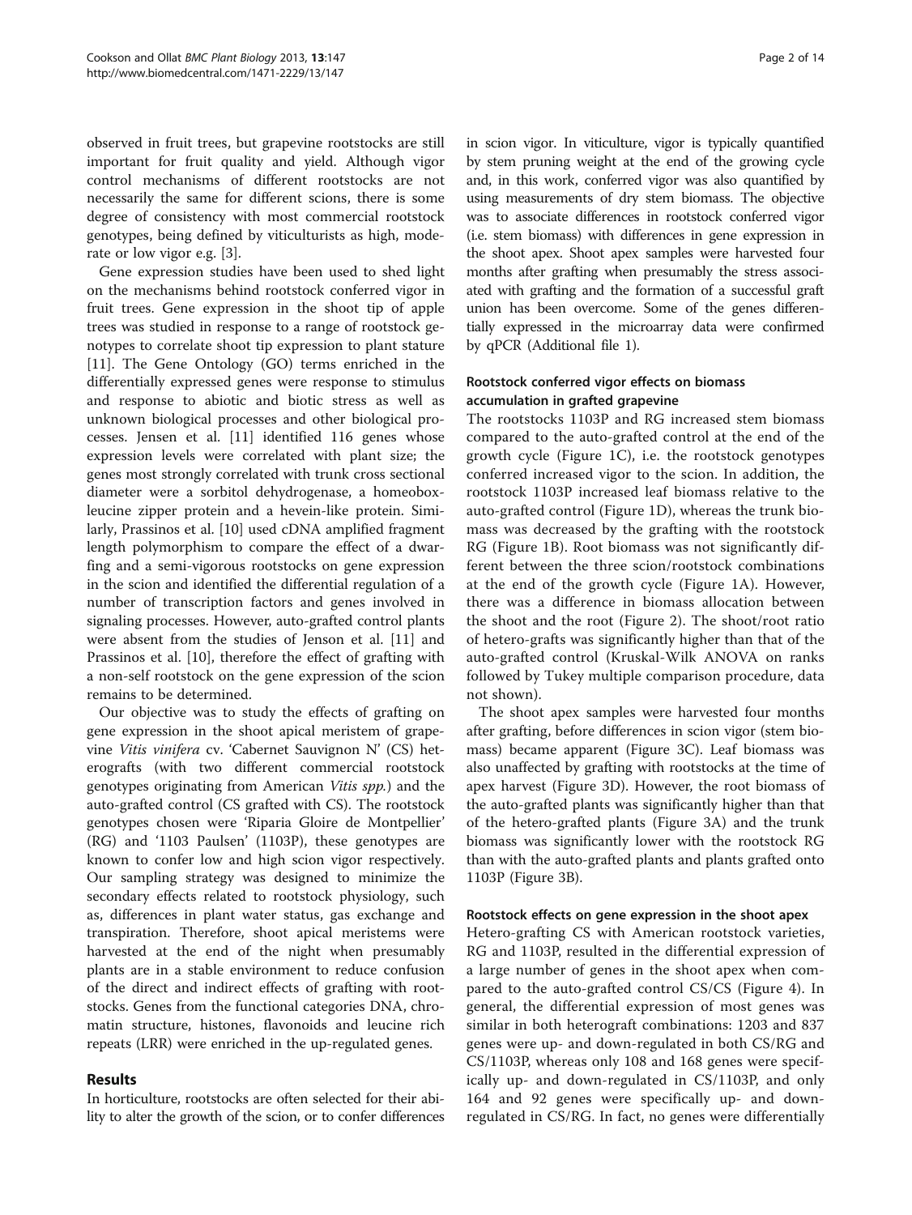observed in fruit trees, but grapevine rootstocks are still important for fruit quality and yield. Although vigor control mechanisms of different rootstocks are not necessarily the same for different scions, there is some degree of consistency with most commercial rootstock genotypes, being defined by viticulturists as high, moderate or low vigor e.g. [3].

Gene expression studies have been used to shed light on the mechanisms behind rootstock conferred vigor in fruit trees. Gene expression in the shoot tip of apple trees was studied in response to a range of rootstock genotypes to correlate shoot tip expression to plant stature [11]. The Gene Ontology (GO) terms enriched in the differentially expressed genes were response to stimulus and response to abiotic and biotic stress as well as unknown biological processes and other biological processes. Jensen et al. [11] identified 116 genes whose expression levels were correlated with plant size; the genes most strongly correlated with trunk cross sectional diameter were a sorbitol dehydrogenase, a homeobox-leucine zipper protein and a hevein-like protein. Similarly, Prassinos et al. [10] used cDNA amplified fragment length polymorphism to compare the effect of a dwarfing and a semi-vigorous rootstocks on gene expression in the scion and identified the differential regulation of a number of transcription factors and genes involved in signaling processes. However, auto-grafted control plants were absent from the studies of Jenson et al. [11] and Prassinos et al. [10], therefore the effect of grafting with a non-self rootstock on the gene expression of the scion remains to be determined.

Our objective was to study the effects of grafting on gene expression in the shoot apical meristem of grapevine *Vitis vinifera* cv. 'Cabernet Sauvignon N' (CS) heterografts (with two different commercial rootstock genotypes originating from American *Vitis spp.*) and the auto-grafted control (CS grafted with CS). The rootstock genotypes chosen were 'Riparia Gloire de Montpellier' (RG) and '1103 Paulsen' (1103P), these genotypes are known to confer low and high scion vigor respectively. Our sampling strategy was designed to minimize the secondary effects related to rootstock physiology, such as, differences in plant water status, gas exchange and transpiration. Therefore, shoot apical meristems were harvested at the end of the night when presumably plants are in a stable environment to reduce confusion of the direct and indirect effects of grafting with rootstocks. Genes from the functional categories DNA, chromatin structure, histones, flavonoids and leucine rich repeats (LRR) were enriched in the up-regulated genes.

## Results

In horticulture, rootstocks are often selected for their ability to alter the growth of the scion, or to confer differences in scion vigor. In viticulture, vigor is typically quantified by stem pruning weight at the end of the growing cycle and, in this work, conferred vigor was also quantified by using measurements of dry stem biomass. The objective was to associate differences in rootstock conferred vigor (i.e. stem biomass) with differences in gene expression in the shoot apex. Shoot apex samples were harvested four months after grafting when presumably the stress associated with grafting and the formation of a successful graft union has been overcome. Some of the genes differentially expressed in the microarray data were confirmed by qPCR (Additional file 1).

### Rootstock conferred vigor effects on biomass accumulation in grafted grapevine

The rootstocks 1103P and RG increased stem biomass compared to the auto-grafted control at the end of the growth cycle (Figure 1C), i.e. the rootstock genotypes conferred increased vigor to the scion. In addition, the rootstock 1103P increased leaf biomass relative to the auto-grafted control (Figure 1D), whereas the trunk biomass was decreased by the grafting with the rootstock RG (Figure 1B). Root biomass was not significantly different between the three scion/rootstock combinations at the end of the growth cycle (Figure 1A). However, there was a difference in biomass allocation between the shoot and the root (Figure 2). The shoot/root ratio of hetero-grafts was significantly higher than that of the auto-grafted control (Kruskal-Wilk ANOVA on ranks followed by Tukey multiple comparison procedure, data not shown).

The shoot apex samples were harvested four months after grafting, before differences in scion vigor (stem biomass) became apparent (Figure 3C). Leaf biomass was also unaffected by grafting with rootstocks at the time of apex harvest (Figure 3D). However, the root biomass of the auto-grafted plants was significantly higher than that of the hetero-grafted plants (Figure 3A) and the trunk biomass was significantly lower with the rootstock RG than with the auto-grafted plants and plants grafted onto 1103P (Figure 3B).

### Rootstock effects on gene expression in the shoot apex

Hetero-grafting CS with American rootstock varieties, RG and 1103P, resulted in the differential expression of a large number of genes in the shoot apex when compared to the auto-grafted control CS/CS (Figure 4). In general, the differential expression of most genes was similar in both heterograft combinations: 1203 and 837 genes were up- and down-regulated in both CS/RG and CS/1103P, whereas only 108 and 168 genes were specifically up- and down-regulated in CS/1103P, and only 164 and 92 genes were specifically up- and down-regulated in CS/RG. In fact, no genes were differentially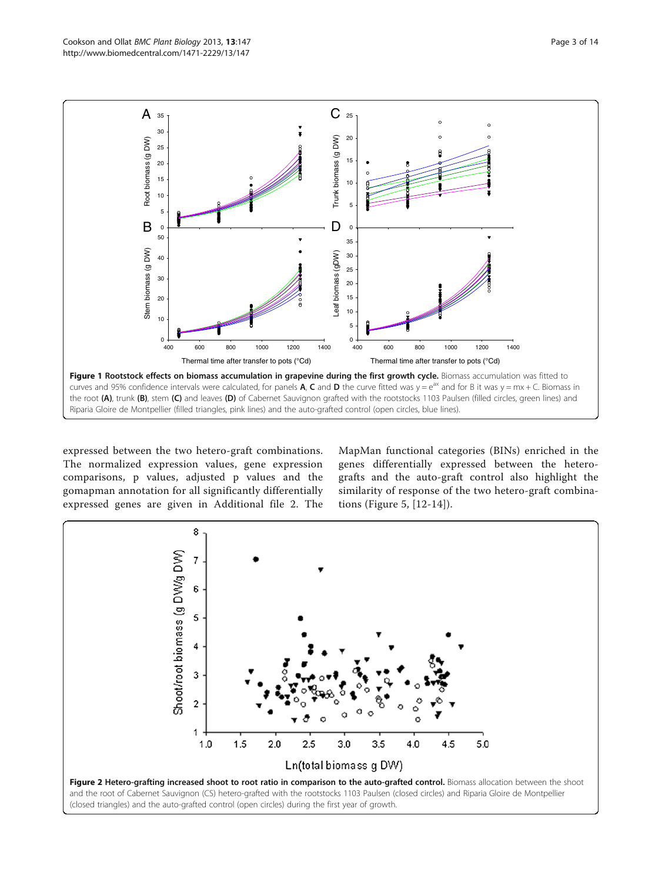**Figure 1 Rootstock effects on biomass accumulation in grapevine during the first growth cycle.** Biomass accumulation was fitted to curves and 95% confidence intervals were calculated, for panels **A**, **C** and **D** the curve fitted was $y = e^{ax}$ and for B it was $y = mx + C$. Biomass in the root **(A)**, trunk **(B)**, stem **(C)** and leaves **(D)** of Cabernet Sauvignon grafted with the rootstocks 1103 Paulsen (filled circles, green lines) and Riparia Gloire de Montpellier (filled triangles, pink lines) and the auto-grafted control (open circles, blue lines).

expressed between the two hetero-graft combinations. The normalized expression values, gene expression comparisons, p values, adjusted p values and the gomapman annotation for all significantly differentially expressed genes are given in Additional file 2. The MapMan functional categories (BINs) enriched in the genes differentially expressed between the hetero-grafts and the auto-graft control also highlight the similarity of response of the two hetero-graft combinations (Figure 5, [12-14]).

**Figure 2 Hetero-grafting increased shoot to root ratio in comparison to the auto-grafted control.** Biomass allocation between the shoot and the root of Cabernet Sauvignon (CS) hetero-grafted with the rootstocks 1103 Paulsen (closed circles) and Riparia Gloire de Montpellier (closed triangles) and the auto-grafted control (open circles) during the first year of growth.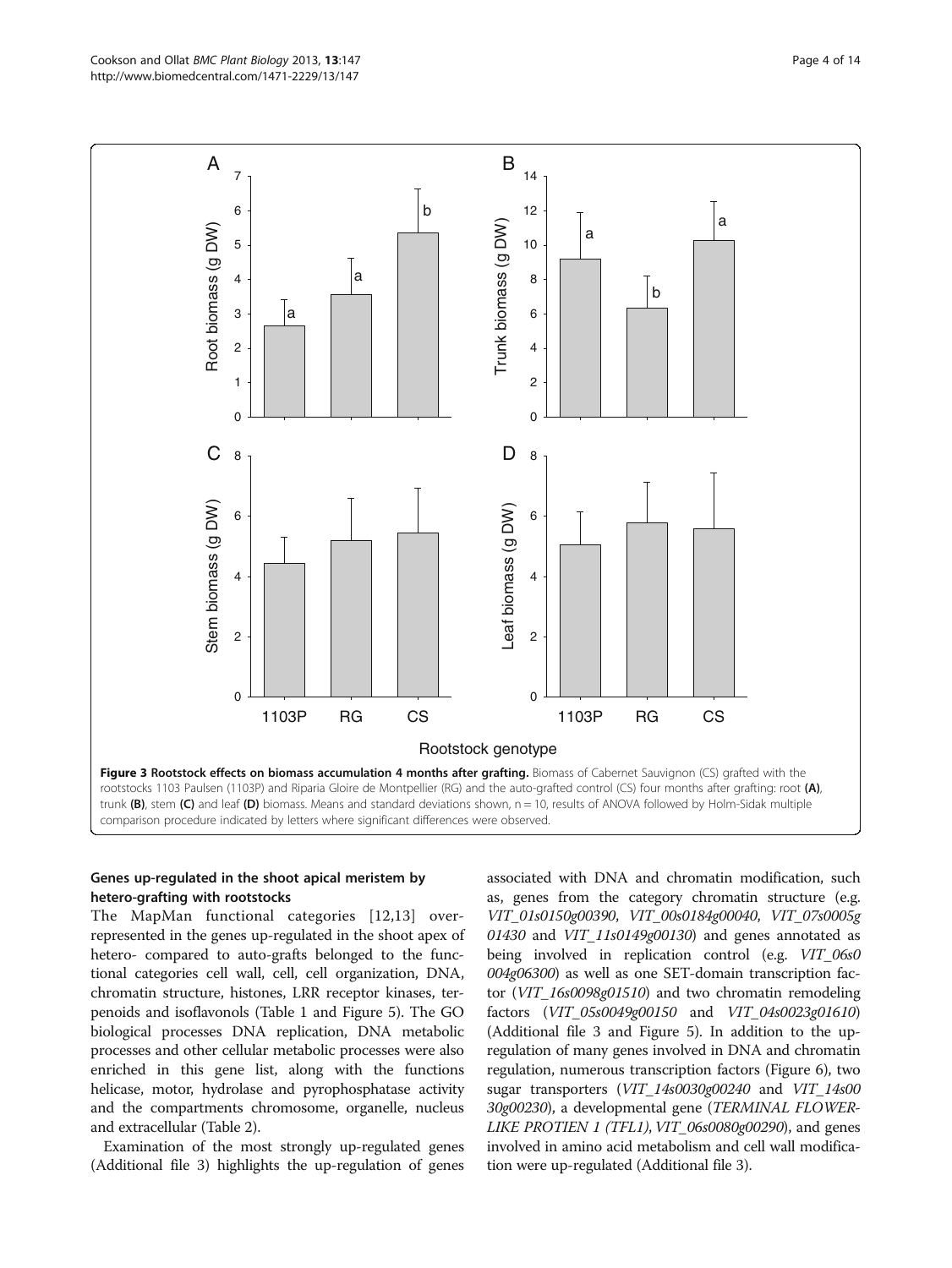**Figure 3 Rootstock effects on biomass accumulation 4 months after grafting.** Biomass of Cabernet Sauvignon (CS) grafted with the rootstocks 1103 Paulsen (1103P) and Riparia Gloire de Montpellier (RG) and the auto-grafted control (CS) four months after grafting: root **(A)**, trunk **(B)**, stem **(C)** and leaf **(D)** biomass. Means and standard deviations shown, n = 10, results of ANOVA followed by Holm-Sidak multiple comparison procedure indicated by letters where significant differences were observed.

### Genes up-regulated in the shoot apical meristem by hetero-grafting with rootstocks

The MapMan functional categories [12,13] over-represented in the genes up-regulated in the shoot apex of hetero- compared to auto-grafts belonged to the functional categories cell wall, cell, cell organization, DNA, chromatin structure, histones, LRR receptor kinases, terpenoids and isoflavonols (Table 1 and Figure 5). The GO biological processes DNA replication, DNA metabolic processes and other cellular metabolic processes were also enriched in this gene list, along with the functions helicase, motor, hydrolase and pyrophosphatase activity and the compartments chromosome, organelle, nucleus and extracellular (Table 2).

Examination of the most strongly up-regulated genes (Additional file 3) highlights the up-regulation of genes associated with DNA and chromatin modification, such as, genes from the category chromatin structure (e.g. *VIT_01s0150g00390*, *VIT_00s0184g00040*, *VIT_07s0005g01430* and *VIT_11s0149g00130*) and genes annotated as being involved in replication control (e.g. *VIT_06s0004g06300*) as well as one SET-domain transcription factor (*VIT_16s0098g01510*) and two chromatin remodeling factors (*VIT_05s0049g00150* and *VIT_04s0023g01610*) (Additional file 3 and Figure 5). In addition to the up-regulation of many genes involved in DNA and chromatin regulation, numerous transcription factors (Figure 6), two sugar transporters (*VIT_14s0030g00240* and *VIT_14s0030g00230*), a developmental gene (*TERMINAL FLOWER-LIKE PROTIEN 1 (TFL1)*, *VIT_06s0080g00290*), and genes involved in amino acid metabolism and cell wall modification were up-regulated (Additional file 3).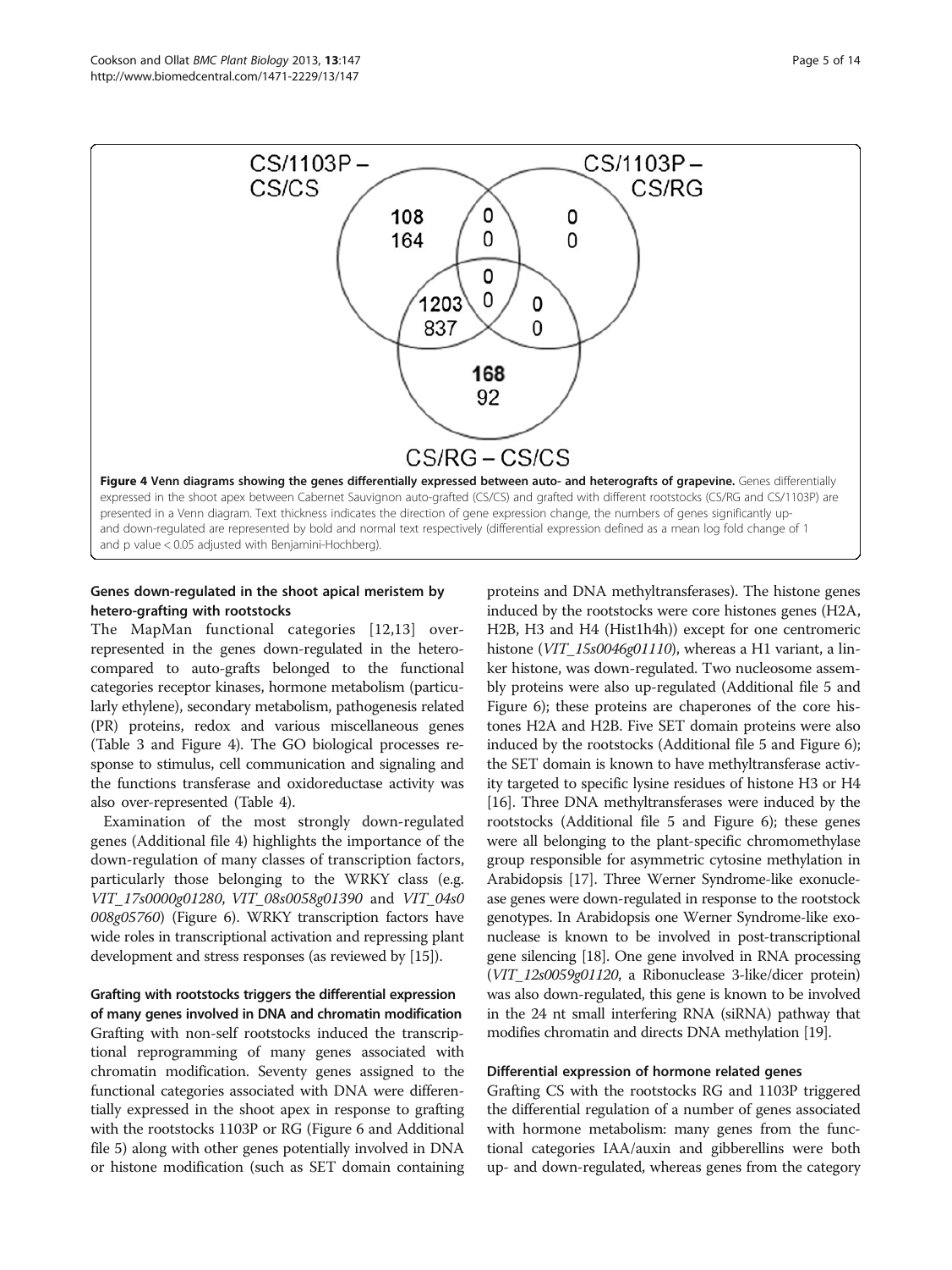Figure 4 Venn diagrams showing the genes differentially expressed between auto- and heterografts of grapevine. Genes differentially expressed in the shoot apex between Cabernet Sauvignon auto-grafted (CS/CS) and grafted with different rootstocks (CS/RG and CS/1103P) are presented in a Venn diagram. Text thickness indicates the direction of gene expression change, the numbers of genes significantly up- and down-regulated are represented by bold and normal text respectively (differential expression defined as a mean log fold change of 1 and p value < 0.05 adjusted with Benjamini-Hochberg).

### Genes down-regulated in the shoot apical meristem by hetero-grafting with rootstocks

The MapMan functional categories [12,13] over-represented in the genes down-regulated in the hetero-compared to auto-grafts belonged to the functional categories receptor kinases, hormone metabolism (particularly ethylene), secondary metabolism, pathogenesis related (PR) proteins, redox and various miscellaneous genes (Table 3 and Figure 4). The GO biological processes response to stimulus, cell communication and signaling and the functions transferase and oxidoreductase activity was also over-represented (Table 4).

Examination of the most strongly down-regulated genes (Additional file 4) highlights the importance of the down-regulation of many classes of transcription factors, particularly those belonging to the WRKY class (e.g. *VIT_17s0000g01280*, *VIT_08s0058g01390* and *VIT_04s0008g05760*) (Figure 6). WRKY transcription factors have wide roles in transcriptional activation and repressing plant development and stress responses (as reviewed by [15]).

### Grafting with rootstocks triggers the differential expression of many genes involved in DNA and chromatin modification

Grafting with non-self rootstocks induced the transcriptional reprogramming of many genes associated with chromatin modification. Seventy genes assigned to the functional categories associated with DNA were differentially expressed in the shoot apex in response to grafting with the rootstocks 1103P or RG (Figure 6 and Additional file 5) along with other genes potentially involved in DNA or histone modification (such as SET domain containing proteins and DNA methyltransferases). The histone genes induced by the rootstocks were core histones genes (H2A, H2B, H3 and H4 (Hist1h4h)) except for one centromeric histone (*VIT_15s0046g01110*), whereas a H1 variant, a linker histone, was down-regulated. Two nucleosome assembly proteins were also up-regulated (Additional file 5 and Figure 6); these proteins are chaperones of the core histones H2A and H2B. Five SET domain proteins were also induced by the rootstocks (Additional file 5 and Figure 6); the SET domain is known to have methyltransferase activity targeted to specific lysine residues of histone H3 or H4 [16]. Three DNA methyltransferases were induced by the rootstocks (Additional file 5 and Figure 6); these genes were all belonging to the plant-specific chromomethylase group responsible for asymmetric cytosine methylation in Arabidopsis [17]. Three Werner Syndrome-like exonuclease genes were down-regulated in response to the rootstock genotypes. In Arabidopsis one Werner Syndrome-like exonuclease is known to be involved in post-transcriptional gene silencing [18]. One gene involved in RNA processing (*VIT_12s0059g01120*, a Ribonuclease 3-like/dicer protein) was also down-regulated, this gene is known to be involved in the 24 nt small interfering RNA (siRNA) pathway that modifies chromatin and directs DNA methylation [19].

### Differential expression of hormone related genes

Grafting CS with the rootstocks RG and 1103P triggered the differential regulation of a number of genes associated with hormone metabolism: many genes from the functional categories IAA/auxin and gibberellins were both up- and down-regulated, whereas genes from the category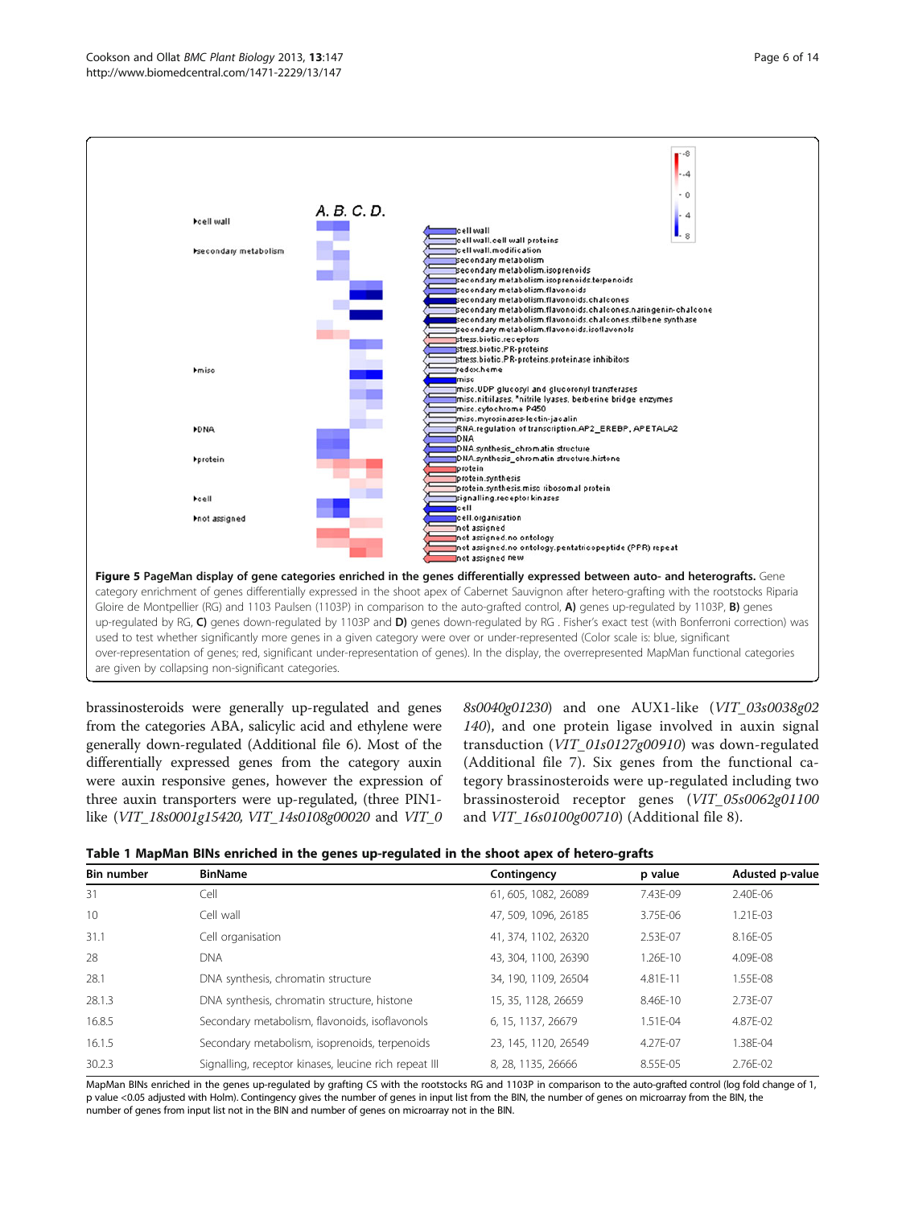**Figure 5 PageMan display of gene categories enriched in the genes differentially expressed between auto- and heterografts.** Gene category enrichment of genes differentially expressed in the shoot apex of Cabernet Sauvignon after hetero-grafting with the rootstocks Riparia Gloire de Montpellier (RG) and 1103 Paulsen (1103P) in comparison to the auto-grafted control, **A)** genes up-regulated by 1103P, **B)** genes up-regulated by RG, **C)** genes down-regulated by 1103P and **D)** genes down-regulated by RG . Fisher's exact test (with Bonferroni correction) was used to test whether significantly more genes in a given category were over or under-represented (Color scale is: blue, significant over-representation of genes; red, significant under-representation of genes). In the display, the overrepresented MapMan functional categories are given by collapsing non-significant categories.

brassinosteroids were generally up-regulated and genes from the categories ABA, salicylic acid and ethylene were generally down-regulated (Additional file 6). Most of the differentially expressed genes from the category auxin were auxin responsive genes, however the expression of three auxin transporters were up-regulated, (three PIN1-like (*VIT_18s0001g15420*, *VIT_14s0108g00020* and *VIT_08s0040g01230*) and one AUX1-like (*VIT_03s0038g02140*), and one protein ligase involved in auxin signal transduction (*VIT_01s0127g00910*) was down-regulated (Additional file 7). Six genes from the functional category brassinosteroids were up-regulated including two brassinosteroid receptor genes (*VIT_05s0062g01100* and *VIT_16s0100g00710*) (Additional file 8).

**Table 1 MapMan BINs enriched in the genes up-regulated in the shoot apex of hetero-grafts**

| Bin number | BinName | Contingency | p value | Adused p-value |
|---|---|---|---|---|
| 31 | Cell | 61, 605, 1082, 26089 | 7.43E-09 | 2.40E-06 |
| 10 | Cell wall | 47, 509, 1096, 26185 | 3.75E-06 | 1.21E-03 |
| 31.1 | Cell organisation | 41, 374, 1102, 26320 | 2.53E-07 | 8.16E-05 |
| 28 | DNA | 43, 304, 1100, 26390 | 1.26E-10 | 4.09E-08 |
| 28.1 | DNA synthesis, chromatin structure | 34, 190, 1109, 26504 | 4.81E-11 | 1.55E-08 |
| 28.1.3 | DNA synthesis, chromatin structure, histone | 15, 35, 1128, 26659 | 8.46E-10 | 2.73E-07 |
| 16.8.5 | Secondary metabolism, flavonoids, isoflavonols | 6, 15, 1137, 26679 | 1.51E-04 | 4.87E-02 |
| 16.1.5 | Secondary metabolism, isoprenoids, terpenoids | 23, 145, 1120, 26549 | 4.27E-07 | 1.38E-04 |
| 30.2.3 | Signalling, receptor kinases, leucine rich repeat III | 8, 28, 1135, 26666 | 8.55E-05 | 2.76E-02 |

MapMan BINs enriched in the genes up-regulated by grafting CS with the rootstocks RG and 1103P in comparison to the auto-grafted control (log fold change of 1, p value <0.05 adjusted with Holm). Contingency gives the number of genes in input list from the BIN, the number of genes on microarray from the BIN, the number of genes from input list not in the BIN and number of genes on microarray not in the BIN.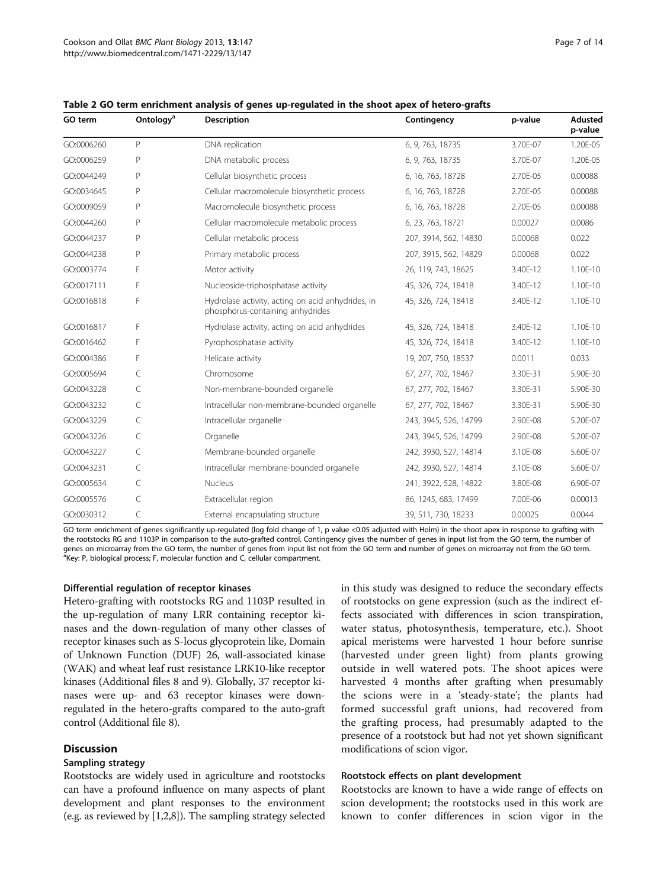**Table 2 GO term enrichment analysis of genes up-regulated in the shoot apex of hetero-grafts**

| GO term | Ontology[a] | Description | Contingency | p-value | Adusted p-value |
|---|---|---|---|---|---|
| GO:0006260 | P | DNA replication | 6, 9, 763, 18735 | 3.70E-07 | 1.20E-05 |
| GO:0006259 | P | DNA metabolic process | 6, 9, 763, 18735 | 3.70E-07 | 1.20E-05 |
| GO:0044249 | P | Cellular biosynthetic process | 6, 16, 763, 18728 | 2.70E-05 | 0.00088 |
| GO:0034645 | P | Cellular macromolecule biosynthetic process | 6, 16, 763, 18728 | 2.70E-05 | 0.00088 |
| GO:0009059 | P | Macromolecule biosynthetic process | 6, 16, 763, 18728 | 2.70E-05 | 0.00088 |
| GO:0044260 | P | Cellular macromolecule metabolic process | 6, 23, 763, 18721 | 0.00027 | 0.0086 |
| GO:0044237 | P | Cellular metabolic process | 207, 3914, 562, 14830 | 0.00068 | 0.022 |
| GO:0044238 | P | Primary metabolic process | 207, 3915, 562, 14829 | 0.00068 | 0.022 |
| GO:0003774 | F | Motor activity | 26, 119, 743, 18625 | 3.40E-12 | 1.10E-10 |
| GO:0017111 | F | Nucleoside-triphosphatase activity | 45, 326, 724, 18418 | 3.40E-12 | 1.10E-10 |
| GO:0016818 | F | Hydrolase activity, acting on acid anhydrides, in phosphorus-containing anhydrides | 45, 326, 724, 18418 | 3.40E-12 | 1.10E-10 |
| GO:0016817 | F | Hydrolase activity, acting on acid anhydrides | 45, 326, 724, 18418 | 3.40E-12 | 1.10E-10 |
| GO:0016462 | F | Pyrophosphatase activity | 45, 326, 724, 18418 | 3.40E-12 | 1.10E-10 |
| GO:0004386 | F | Helicase activity | 19, 207, 750, 18537 | 0.0011 | 0.033 |
| GO:0005694 | C | Chromosome | 67, 277, 702, 18467 | 3.30E-31 | 5.90E-30 |
| GO:0043228 | C | Non-membrane-bounded organelle | 67, 277, 702, 18467 | 3.30E-31 | 5.90E-30 |
| GO:0043232 | C | Intracellular non-membrane-bounded organelle | 67, 277, 702, 18467 | 3.30E-31 | 5.90E-30 |
| GO:0043229 | C | Intracellular organelle | 243, 3945, 526, 14799 | 2.90E-08 | 5.20E-07 |
| GO:0043226 | C | Organelle | 243, 3945, 526, 14799 | 2.90E-08 | 5.20E-07 |
| GO:0043227 | C | Membrane-bounded organelle | 242, 3930, 527, 14814 | 3.10E-08 | 5.60E-07 |
| GO:0043231 | C | Intracellular membrane-bounded organelle | 242, 3930, 527, 14814 | 3.10E-08 | 5.60E-07 |
| GO:0005634 | C | Nucleus | 241, 3922, 528, 14822 | 3.80E-08 | 6.90E-07 |
| GO:0005576 | C | Extracellular region | 86, 1245, 683, 17499 | 7.00E-06 | 0.00013 |
| GO:0030312 | C | External encapsulating structure | 39, 511, 730, 18233 | 0.00025 | 0.0044 |

GO term enrichment of genes significantly up-regulated (log fold change of 1, p value <0.05 adjusted with Holm) in the shoot apex in response to grafting with the rootstocks RG and 1103P in comparison to the auto-grafted control. Contingency gives the number of genes in input list from the GO term, the number of genes on microarray from the GO term, the number of genes from input list not from the GO term and number of genes on microarray not from the GO term.
[a]Key: P, biological process; F, molecular function and C, cellular compartment.

#### Differential regulation of receptor kinases

Hetero-grafting with rootstocks RG and 1103P resulted in the up-regulation of many LRR containing receptor kinases and the down-regulation of many other classes of receptor kinases such as S-locus glycoprotein like, Domain of Unknown Function (DUF) 26, wall-associated kinase (WAK) and wheat leaf rust resistance LRK10-like receptor kinases (Additional files 8 and 9). Globally, 37 receptor kinases were up- and 63 receptor kinases were down-regulated in the hetero-grafts compared to the auto-graft control (Additional file 8).

## Discussion

#### Sampling strategy

Rootstocks are widely used in agriculture and rootstocks can have a profound influence on many aspects of plant development and plant responses to the environment (e.g. as reviewed by [1,2,8]). The sampling strategy selected in this study was designed to reduce the secondary effects of rootstocks on gene expression (such as the indirect effects associated with differences in scion transpiration, water status, photosynthesis, temperature, etc.). Shoot apical meristems were harvested 1 hour before sunrise (harvested under green light) from plants growing outside in well watered pots. The shoot apices were harvested 4 months after grafting when presumably the scions were in a 'steady-state'; the plants had formed successful graft unions, had recovered from the grafting process, had presumably adapted to the presence of a rootstock but had not yet shown significant modifications of scion vigor.

#### Rootstock effects on plant development

Rootstocks are known to have a wide range of effects on scion development; the rootstocks used in this work are known to confer differences in scion vigor in the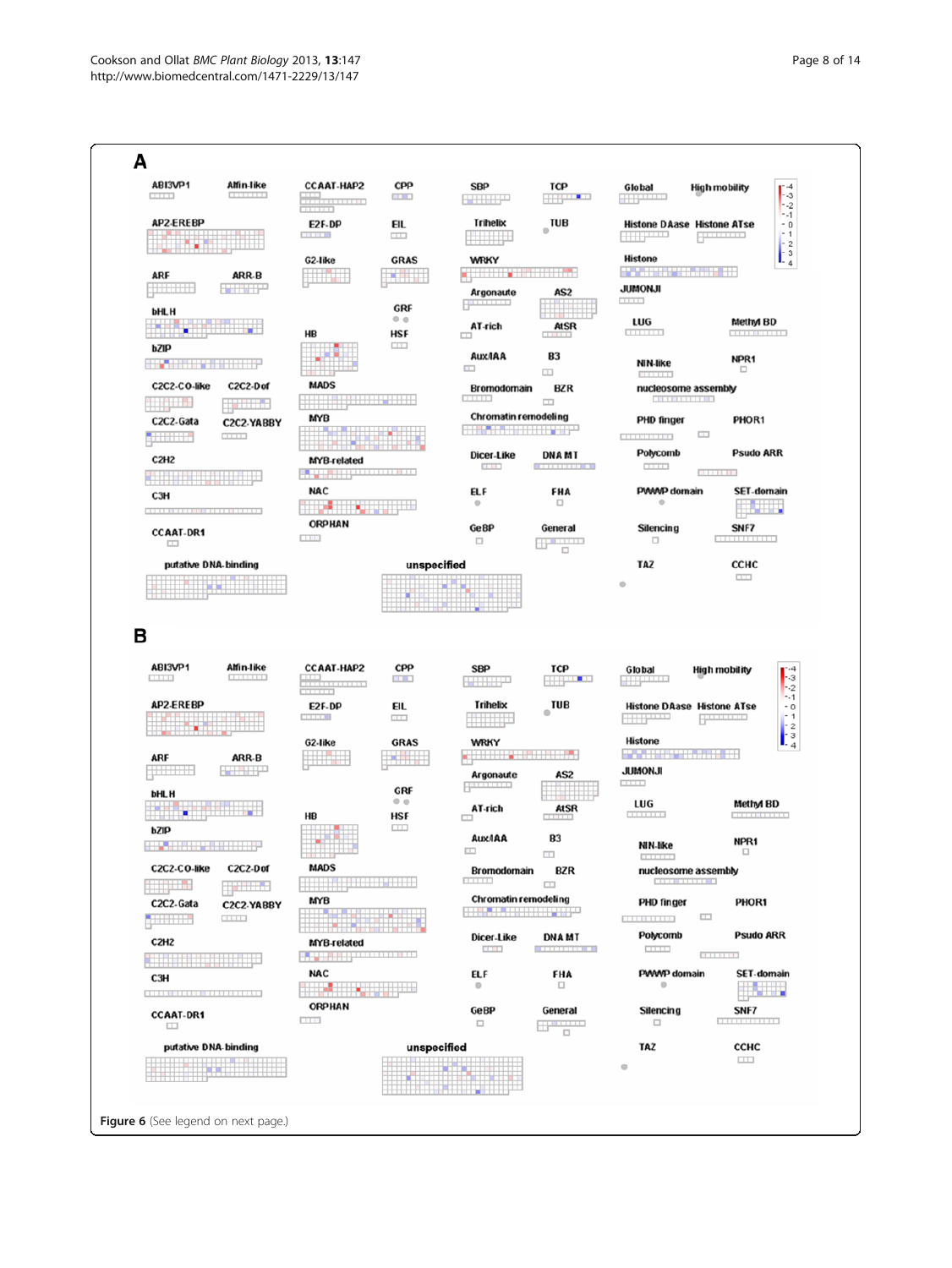**Figure 6** (See legend on next page.)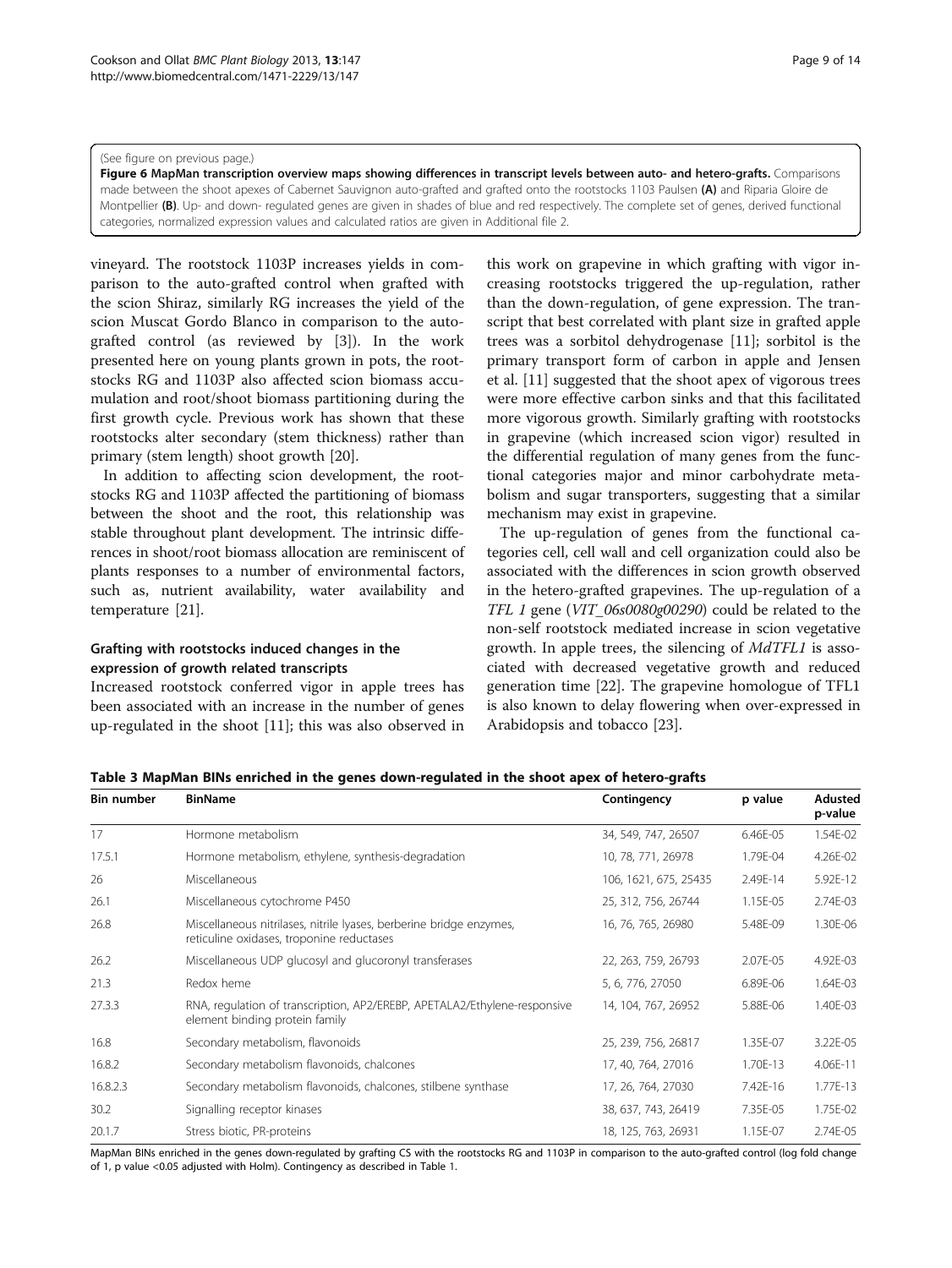(See figure on previous page.)

**Figure 6 MapMan transcription overview maps showing differences in transcript levels between auto- and hetero-grafts.** Comparisons made between the shoot apexes of Cabernet Sauvignon auto-grafted and grafted onto the rootstocks 1103 Paulsen **(A)** and Riparia Gloire de Montpellier **(B)**. Up- and down- regulated genes are given in shades of blue and red respectively. The complete set of genes, derived functional categories, normalized expression values and calculated ratios are given in Additional file 2.

vineyard. The rootstock 1103P increases yields in comparison to the auto-grafted control when grafted with the scion Shiraz, similarly RG increases the yield of the scion Muscat Gordo Blanco in comparison to the auto-grafted control (as reviewed by [3]). In the work presented here on young plants grown in pots, the rootstocks RG and 1103P also affected scion biomass accumulation and root/shoot biomass partitioning during the first growth cycle. Previous work has shown that these rootstocks alter secondary (stem thickness) rather than primary (stem length) shoot growth [20].

In addition to affecting scion development, the rootstocks RG and 1103P affected the partitioning of biomass between the shoot and the root, this relationship was stable throughout plant development. The intrinsic differences in shoot/root biomass allocation are reminiscent of plants responses to a number of environmental factors, such as, nutrient availability, water availability and temperature [21].

### Grafting with rootstocks induced changes in the expression of growth related transcripts

Increased rootstock conferred vigor in apple trees has been associated with an increase in the number of genes up-regulated in the shoot [11]; this was also observed in this work on grapevine in which grafting with vigor increasing rootstocks triggered the up-regulation, rather than the down-regulation, of gene expression. The transcript that best correlated with plant size in grafted apple trees was a sorbitol dehydrogenase [11]; sorbitol is the primary transport form of carbon in apple and Jensen et al. [11] suggested that the shoot apex of vigorous trees were more effective carbon sinks and that this facilitated more vigorous growth. Similarly grafting with rootstocks in grapevine (which increased scion vigor) resulted in the differential regulation of many genes from the functional categories major and minor carbohydrate metabolism and sugar transporters, suggesting that a similar mechanism may exist in grapevine.

The up-regulation of genes from the functional categories cell, cell wall and cell organization could also be associated with the differences in scion growth observed in the hetero-grafted grapevines. The up-regulation of a *TFL 1* gene (*VIT_06s0080g00290*) could be related to the non-self rootstock mediated increase in scion vegetative growth. In apple trees, the silencing of *MdTFL1* is associated with decreased vegetative growth and reduced generation time [22]. The grapevine homologue of TFL1 is also known to delay flowering when over-expressed in Arabidopsis and tobacco [23].

**Table 3 MapMan BINs enriched in the genes down-regulated in the shoot apex of hetero-grafts**

| Bin number | BinName | Contingency | p value | Adusted p-value |
|---|---|---|---|---|
| 17 | Hormone metabolism | 34, 549, 747, 26507 | 6.46E-05 | 1.54E-02 |
| 17.5.1 | Hormone metabolism, ethylene, synthesis-degradation | 10, 78, 771, 26978 | 1.79E-04 | 4.26E-02 |
| 26 | Miscellaneous | 106, 1621, 675, 25435 | 2.49E-14 | 5.92E-12 |
| 26.1 | Miscellaneous cytochrome P450 | 25, 312, 756, 26744 | 1.15E-05 | 2.74E-03 |
| 26.8 | Miscellaneous nitrilases, nitrile lyases, berberine bridge enzymes, reticuline oxidases, troponine reductases | 16, 76, 765, 26980 | 5.48E-09 | 1.30E-06 |
| 26.2 | Miscellaneous UDP glucosyl and glucoronyl transferases | 22, 263, 759, 26793 | 2.07E-05 | 4.92E-03 |
| 21.3 | Redox heme | 5, 6, 776, 27050 | 6.89E-06 | 1.64E-03 |
| 27.3.3 | RNA, regulation of transcription, AP2/EREBP, APETALA2/Ethylene-responsive element binding protein family | 14, 104, 767, 26952 | 5.88E-06 | 1.40E-03 |
| 16.8 | Secondary metabolism, flavonoids | 25, 239, 756, 26817 | 1.35E-07 | 3.22E-05 |
| 16.8.2 | Secondary metabolism flavonoids, chalcones | 17, 40, 764, 27016 | 1.70E-13 | 4.06E-11 |
| 16.8.2.3 | Secondary metabolism flavonoids, chalcones, stilbene synthase | 17, 26, 764, 27030 | 7.42E-16 | 1.77E-13 |
| 30.2 | Signalling receptor kinases | 38, 637, 743, 26419 | 7.35E-05 | 1.75E-02 |
| 20.1.7 | Stress biotic, PR-proteins | 18, 125, 763, 26931 | 1.15E-07 | 2.74E-05 |

MapMan BINs enriched in the genes down-regulated by grafting CS with the rootstocks RG and 1103P in comparison to the auto-grafted control (log fold change of 1, p value <0.05 adjusted with Holm). Contingency as described in Table 1.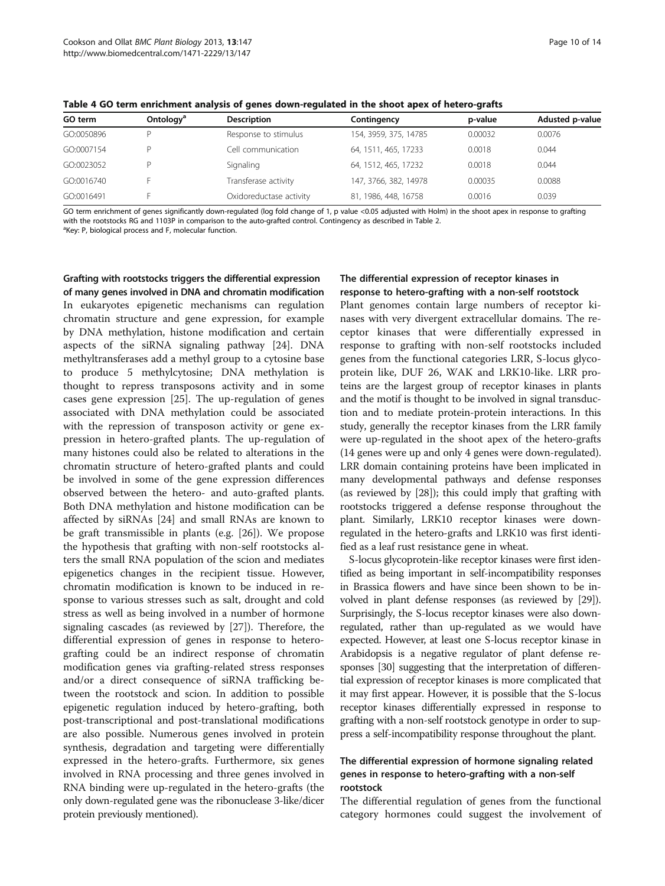**Table 4 GO term enrichment analysis of genes down-regulated in the shoot apex of hetero-grafts**

| GO term | Ontology[a] | Description | Contingency | p-value | Adusted p-value |
|---|---|---|---|---|---|
| GO:0050896 | P | Response to stimulus | 154, 3959, 375, 14785 | 0.00032 | 0.0076 |
| GO:0007154 | P | Cell communication | 64, 1511, 465, 17233 | 0.0018 | 0.044 |
| GO:0023052 | P | Signaling | 64, 1512, 465, 17232 | 0.0018 | 0.044 |
| GO:0016740 | F | Transferase activity | 147, 3766, 382, 14978 | 0.00035 | 0.0088 |
| GO:0016491 | F | Oxidoreductase activity | 81, 1986, 448, 16758 | 0.0016 | 0.039 |

GO term enrichment of genes significantly down-regulated (log fold change of 1, p value <0.05 adjusted with Holm) in the shoot apex in response to grafting with the rootstocks RG and 1103P in comparison to the auto-grafted control. Contingency as described in Table 2.
[a]Key: P, biological process and F, molecular function.

#### Grafting with rootstocks triggers the differential expression of many genes involved in DNA and chromatin modification

In eukaryotes epigenetic mechanisms can regulation chromatin structure and gene expression, for example by DNA methylation, histone modification and certain aspects of the siRNA signaling pathway [24]. DNA methyltransferases add a methyl group to a cytosine base to produce 5 methylcytosine; DNA methylation is thought to repress transposons activity and in some cases gene expression [25]. The up-regulation of genes associated with DNA methylation could be associated with the repression of transposon activity or gene expression in hetero-grafted plants. The up-regulation of many histones could also be related to alterations in the chromatin structure of hetero-grafted plants and could be involved in some of the gene expression differences observed between the hetero- and auto-grafted plants. Both DNA methylation and histone modification can be affected by siRNAs [24] and small RNAs are known to be graft transmissible in plants (e.g. [26]). We propose the hypothesis that grafting with non-self rootstocks alters the small RNA population of the scion and mediates epigenetics changes in the recipient tissue. However, chromatin modification is known to be induced in response to various stresses such as salt, drought and cold stress as well as being involved in a number of hormone signaling cascades (as reviewed by [27]). Therefore, the differential expression of genes in response to hetero-grafting could be an indirect response of chromatin modification genes via grafting-related stress responses and/or a direct consequence of siRNA trafficking between the rootstock and scion. In addition to possible epigenetic regulation induced by hetero-grafting, both post-transcriptional and post-translational modifications are also possible. Numerous genes involved in protein synthesis, degradation and targeting were differentially expressed in the hetero-grafts. Furthermore, six genes involved in RNA processing and three genes involved in RNA binding were up-regulated in the hetero-grafts (the only down-regulated gene was the ribonuclease 3-like/dicer protein previously mentioned).

#### The differential expression of receptor kinases in response to hetero-grafting with a non-self rootstock

Plant genomes contain large numbers of receptor kinases with very divergent extracellular domains. The receptor kinases that were differentially expressed in response to grafting with non-self rootstocks included genes from the functional categories LRR, S-locus glycoprotein like, DUF 26, WAK and LRK10-like. LRR proteins are the largest group of receptor kinases in plants and the motif is thought to be involved in signal transduction and to mediate protein-protein interactions. In this study, generally the receptor kinases from the LRR family were up-regulated in the shoot apex of the hetero-grafts (14 genes were up and only 4 genes were down-regulated). LRR domain containing proteins have been implicated in many developmental pathways and defense responses (as reviewed by [28]); this could imply that grafting with rootstocks triggered a defense response throughout the plant. Similarly, LRK10 receptor kinases were down-regulated in the hetero-grafts and LRK10 was first identified as a leaf rust resistance gene in wheat.

S-locus glycoprotein-like receptor kinases were first identified as being important in self-incompatibility responses in Brassica flowers and have since been shown to be involved in plant defense responses (as reviewed by [29]). Surprisingly, the S-locus receptor kinases were also down-regulated, rather than up-regulated as we would have expected. However, at least one S-locus receptor kinase in Arabidopsis is a negative regulator of plant defense responses [30] suggesting that the interpretation of differential expression of receptor kinases is more complicated that it may first appear. However, it is possible that the S-locus receptor kinases differentially expressed in response to grafting with a non-self rootstock genotype in order to suppress a self-incompatibility response throughout the plant.

#### The differential expression of hormone signaling related genes in response to hetero-grafting with a non-self rootstock

The differential regulation of genes from the functional category hormones could suggest the involvement of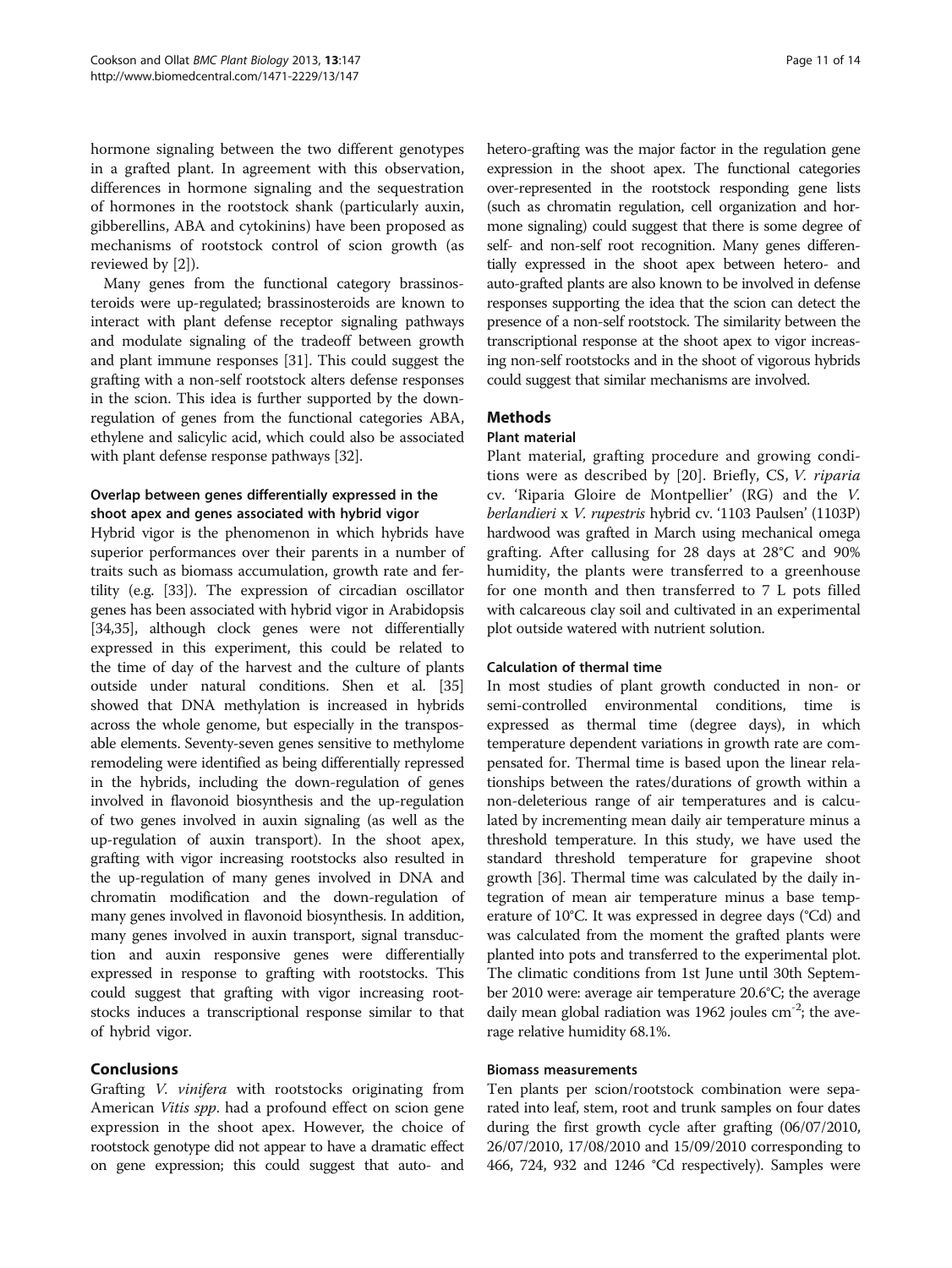hormone signaling between the two different genotypes in a grafted plant. In agreement with this observation, differences in hormone signaling and the sequestration of hormones in the rootstock shank (particularly auxin, gibberellins, ABA and cytokinins) have been proposed as mechanisms of rootstock control of scion growth (as reviewed by [2]).

Many genes from the functional category brassinosteroids were up-regulated; brassinosteroids are known to interact with plant defense receptor signaling pathways and modulate signaling of the tradeoff between growth and plant immune responses [31]. This could suggest the grafting with a non-self rootstock alters defense responses in the scion. This idea is further supported by the down-regulation of genes from the functional categories ABA, ethylene and salicylic acid, which could also be associated with plant defense response pathways [32].

### Overlap between genes differentially expressed in the shoot apex and genes associated with hybrid vigor

Hybrid vigor is the phenomenon in which hybrids have superior performances over their parents in a number of traits such as biomass accumulation, growth rate and fertility (e.g. [33]). The expression of circadian oscillator genes has been associated with hybrid vigor in Arabidopsis [34,35], although clock genes were not differentially expressed in this experiment, this could be related to the time of day of the harvest and the culture of plants outside under natural conditions. Shen et al. [35] showed that DNA methylation is increased in hybrids across the whole genome, but especially in the transposable elements. Seventy-seven genes sensitive to methylome remodeling were identified as being differentially repressed in the hybrids, including the down-regulation of genes involved in flavonoid biosynthesis and the up-regulation of two genes involved in auxin signaling (as well as the up-regulation of auxin transport). In the shoot apex, grafting with vigor increasing rootstocks also resulted in the up-regulation of many genes involved in DNA and chromatin modification and the down-regulation of many genes involved in flavonoid biosynthesis. In addition, many genes involved in auxin transport, signal transduction and auxin responsive genes were differentially expressed in response to grafting with rootstocks. This could suggest that grafting with vigor increasing rootstocks induces a transcriptional response similar to that of hybrid vigor.

## Conclusions

Grafting *V. vinifera* with rootstocks originating from American *Vitis spp*. had a profound effect on scion gene expression in the shoot apex. However, the choice of rootstock genotype did not appear to have a dramatic effect on gene expression; this could suggest that auto- and hetero-grafting was the major factor in the regulation gene expression in the shoot apex. The functional categories over-represented in the rootstock responding gene lists (such as chromatin regulation, cell organization and hormone signaling) could suggest that there is some degree of self- and non-self root recognition. Many genes differentially expressed in the shoot apex between hetero- and auto-grafted plants are also known to be involved in defense responses supporting the idea that the scion can detect the presence of a non-self rootstock. The similarity between the transcriptional response at the shoot apex to vigor increasing non-self rootstocks and in the shoot of vigorous hybrids could suggest that similar mechanisms are involved.

## Methods

### Plant material

Plant material, grafting procedure and growing conditions were as described by [20]. Briefly, CS, *V. riparia* cv. 'Riparia Gloire de Montpellier' (RG) and the *V. berlandieri* x *V. rupestris* hybrid cv. '1103 Paulsen' (1103P) hardwood was grafted in March using mechanical omega grafting. After callusing for 28 days at 28°C and 90% humidity, the plants were transferred to a greenhouse for one month and then transferred to 7 L pots filled with calcareous clay soil and cultivated in an experimental plot outside watered with nutrient solution.

### Calculation of thermal time

In most studies of plant growth conducted in non- or semi-controlled environmental conditions, time is expressed as thermal time (degree days), in which temperature dependent variations in growth rate are compensated for. Thermal time is based upon the linear relationships between the rates/durations of growth within a non-deleterious range of air temperatures and is calculated by incrementing mean daily air temperature minus a threshold temperature. In this study, we have used the standard threshold temperature for grapevine shoot growth [36]. Thermal time was calculated by the daily integration of mean air temperature minus a base temperature of 10°C. It was expressed in degree days (°Cd) and was calculated from the moment the grafted plants were planted into pots and transferred to the experimental plot. The climatic conditions from 1st June until 30th September 2010 were: average air temperature 20.6°C; the average daily mean global radiation was 1962 joules $cm^{-2}$; the average relative humidity 68.1%.

### Biomass measurements

Ten plants per scion/rootstock combination were separated into leaf, stem, root and trunk samples on four dates during the first growth cycle after grafting (06/07/2010, 26/07/2010, 17/08/2010 and 15/09/2010 corresponding to 466, 724, 932 and 1246 °Cd respectively). Samples were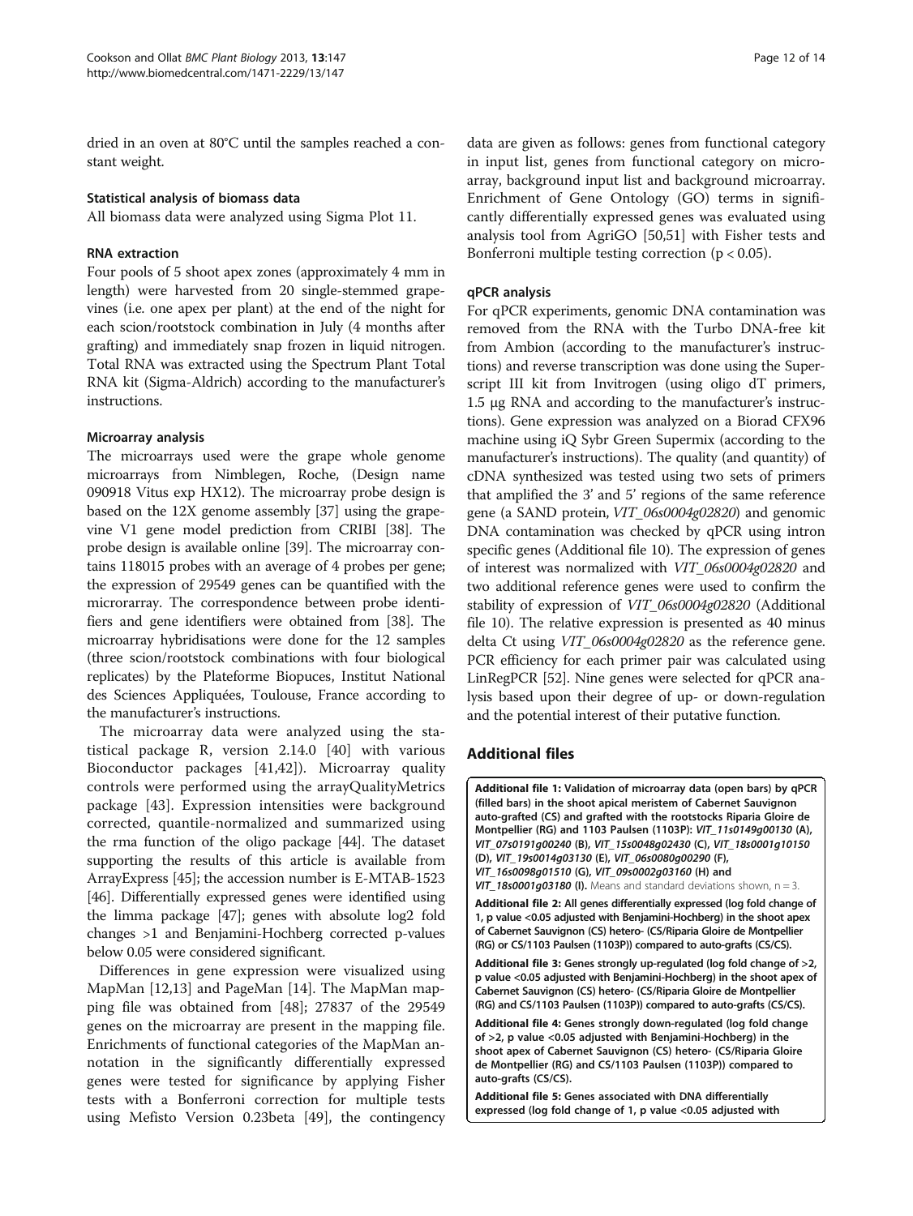dried in an oven at 80°C until the samples reached a constant weight.

### Statistical analysis of biomass data

All biomass data were analyzed using Sigma Plot 11.

### RNA extraction

Four pools of 5 shoot apex zones (approximately 4 mm in length) were harvested from 20 single-stemmed grapevines (i.e. one apex per plant) at the end of the night for each scion/rootstock combination in July (4 months after grafting) and immediately snap frozen in liquid nitrogen. Total RNA was extracted using the Spectrum Plant Total RNA kit (Sigma-Aldrich) according to the manufacturer's instructions.

### Microarray analysis

The microarrays used were the grape whole genome microarrays from Nimblegen, Roche, (Design name 090918 Vitus exp HX12). The microarray probe design is based on the 12X genome assembly [37] using the grapevine V1 gene model prediction from CRIBI [38]. The probe design is available online [39]. The microarray contains 118015 probes with an average of 4 probes per gene; the expression of 29549 genes can be quantified with the microrarray. The correspondence between probe identifiers and gene identifiers were obtained from [38]. The microarray hybridisations were done for the 12 samples (three scion/rootstock combinations with four biological replicates) by the Plateforme Biopuces, Institut National des Sciences Appliquées, Toulouse, France according to the manufacturer's instructions.

The microarray data were analyzed using the statistical package R, version 2.14.0 [40] with various Bioconductor packages [41,42]). Microarray quality controls were performed using the arrayQualityMetrics package [43]. Expression intensities were background corrected, quantile-normalized and summarized using the rma function of the oligo package [44]. The dataset supporting the results of this article is available from ArrayExpress [45]; the accession number is E-MTAB-1523 [46]. Differentially expressed genes were identified using the limma package [47]; genes with absolute log2 fold changes >1 and Benjamini-Hochberg corrected p-values below 0.05 were considered significant.

Differences in gene expression were visualized using MapMan [12,13] and PageMan [14]. The MapMan mapping file was obtained from [48]; 27837 of the 29549 genes on the microarray are present in the mapping file. Enrichments of functional categories of the MapMan annotation in the significantly differentially expressed genes were tested for significance by applying Fisher tests with a Bonferroni correction for multiple tests using Mefisto Version 0.23beta [49], the contingency data are given as follows: genes from functional category in input list, genes from functional category on microarray, background input list and background microarray. Enrichment of Gene Ontology (GO) terms in significantly differentially expressed genes was evaluated using analysis tool from AgriGO [50,51] with Fisher tests and Bonferroni multiple testing correction ($p < 0.05$).

### qPCR analysis

For qPCR experiments, genomic DNA contamination was removed from the RNA with the Turbo DNA-free kit from Ambion (according to the manufacturer's instructions) and reverse transcription was done using the Superscript III kit from Invitrogen (using oligo dT primers, 1.5 μg RNA and according to the manufacturer's instructions). Gene expression was analyzed on a Biorad CFX96 machine using iQ Sybr Green Supermix (according to the manufacturer's instructions). The quality (and quantity) of cDNA synthesized was tested using two sets of primers that amplified the 3' and 5' regions of the same reference gene (a SAND protein, *VIT_06s0004g02820*) and genomic DNA contamination was checked by qPCR using intron specific genes (Additional file 10). The expression of genes of interest was normalized with *VIT_06s0004g02820* and two additional reference genes were used to confirm the stability of expression of *VIT_06s0004g02820* (Additional file 10). The relative expression is presented as 40 minus delta Ct using *VIT_06s0004g02820* as the reference gene. PCR efficiency for each primer pair was calculated using LinRegPCR [52]. Nine genes were selected for qPCR analysis based upon their degree of up- or down-regulation and the potential interest of their putative function.

## Additional files

**Additional file 1: Validation of microarray data (open bars) by qPCR (filled bars) in the shoot apical meristem of Cabernet Sauvignon auto-grafted (CS) and grafted with the rootstocks Riparia Gloire de Montpellier (RG) and 1103 Paulsen (1103P): *VIT_11s0149g00130* (A), *VIT_07s0191g00240* (B), *VIT_15s0048g02430* (C), *VIT_18s0001g10150* (D), *VIT_19s0014g03130* (E), *VIT_06s0080g00290* (F), *VIT_16s0098g01510* (G), *VIT_09s0002g03160* (H) and *VIT_18s0001g03180* (I).** Means and standard deviations shown, n = 3.

**Additional file 2: All genes differentially expressed (log fold change of 1, p value <0.05 adjusted with Benjamini-Hochberg) in the shoot apex of Cabernet Sauvignon (CS) hetero- (CS/Riparia Gloire de Montpellier (RG) or CS/1103 Paulsen (1103P)) compared to auto-grafts (CS/CS).**

**Additional file 3: Genes strongly up-regulated (log fold change of >2, p value <0.05 adjusted with Benjamini-Hochberg) in the shoot apex of Cabernet Sauvignon (CS) hetero- (CS/Riparia Gloire de Montpellier (RG) and CS/1103 Paulsen (1103P)) compared to auto-grafts (CS/CS).**

**Additional file 4: Genes strongly down-regulated (log fold change of >2, p value <0.05 adjusted with Benjamini-Hochberg) in the shoot apex of Cabernet Sauvignon (CS) hetero- (CS/Riparia Gloire de Montpellier (RG) and CS/1103 Paulsen (1103P)) compared to auto-grafts (CS/CS).**

**Additional file 5: Genes associated with DNA differentially expressed (log fold change of 1, p value <0.05 adjusted with**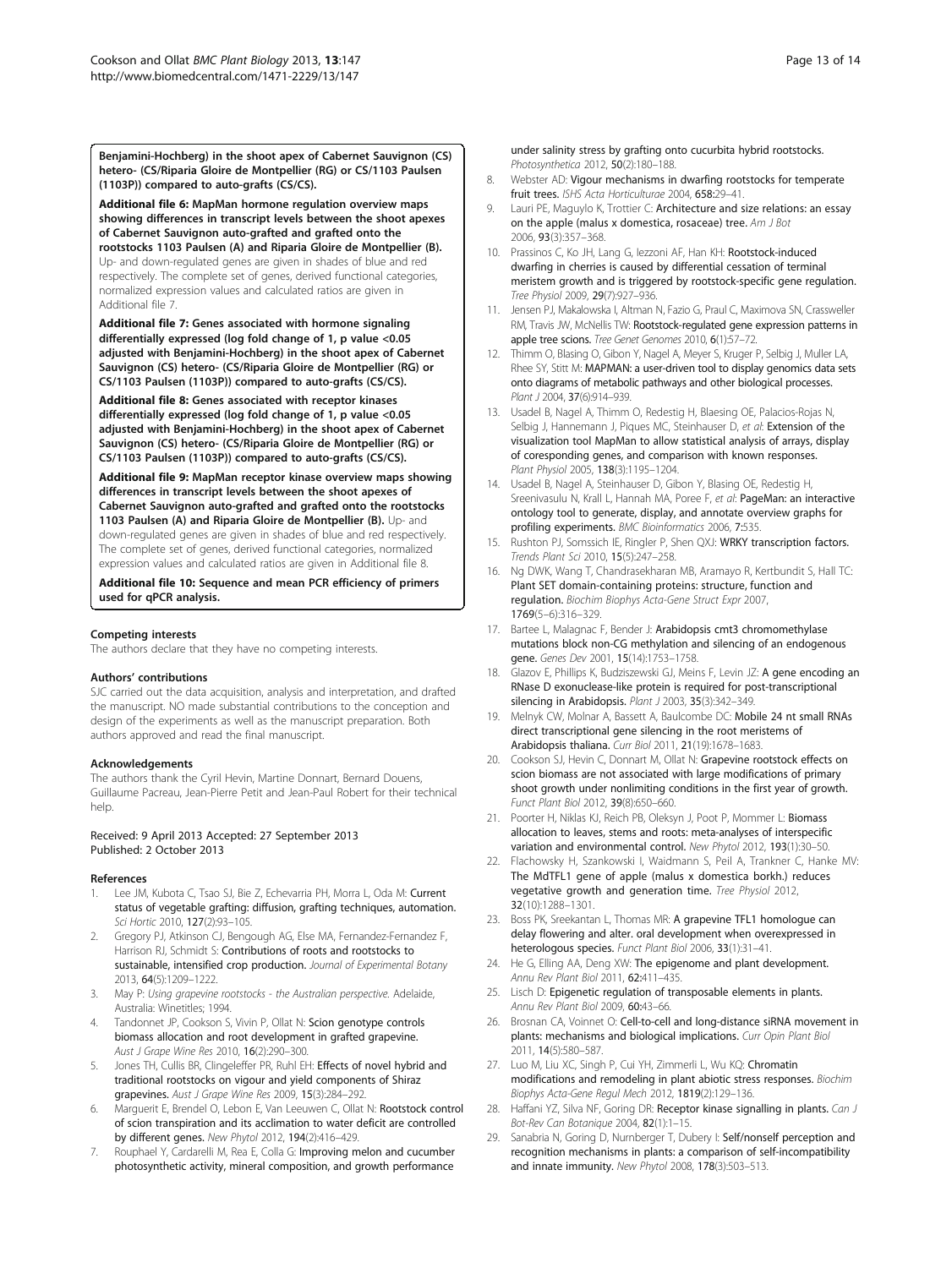**Benjamini-Hochberg) in the shoot apex of Cabernet Sauvignon (CS) hetero- (CS/Riparia Gloire de Montpellier (RG) or CS/1103 Paulsen (1103P)) compared to auto-grafts (CS/CS).**

**Additional file 6: MapMan hormone regulation overview maps showing differences in transcript levels between the shoot apexes of Cabernet Sauvignon auto-grafted and grafted onto the rootstocks 1103 Paulsen (A) and Riparia Gloire de Montpellier (B).** Up- and down-regulated genes are given in shades of blue and red respectively. The complete set of genes, derived functional categories, normalized expression values and calculated ratios are given in Additional file 7.

**Additional file 7: Genes associated with hormone signaling differentially expressed (log fold change of 1, p value <0.05 adjusted with Benjamini-Hochberg) in the shoot apex of Cabernet Sauvignon (CS) hetero- (CS/Riparia Gloire de Montpellier (RG) or CS/1103 Paulsen (1103P)) compared to auto-grafts (CS/CS).**

**Additional file 8: Genes associated with receptor kinases differentially expressed (log fold change of 1, p value <0.05 adjusted with Benjamini-Hochberg) in the shoot apex of Cabernet Sauvignon (CS) hetero- (CS/Riparia Gloire de Montpellier (RG) or CS/1103 Paulsen (1103P)) compared to auto-grafts (CS/CS).**

**Additional file 9: MapMan receptor kinase overview maps showing differences in transcript levels between the shoot apexes of Cabernet Sauvignon auto-grafted and grafted onto the rootstocks 1103 Paulsen (A) and Riparia Gloire de Montpellier (B).** Up- and down-regulated genes are given in shades of blue and red respectively. The complete set of genes, derived functional categories, normalized expression values and calculated ratios are given in Additional file 8.

**Additional file 10: Sequence and mean PCR efficiency of primers used for qPCR analysis.**

#### Competing interests

The authors declare that they have no competing interests.

#### Authors' contributions

SJC carried out the data acquisition, analysis and interpretation, and drafted the manuscript. NO made substantial contributions to the conception and design of the experiments as well as the manuscript preparation. Both authors approved and read the final manuscript.

#### Acknowledgements

The authors thank the Cyril Hevin, Martine Donnart, Bernard Douens, Guillaume Pacreau, Jean-Pierre Petit and Jean-Paul Robert for their technical help.

Received: 9 April 2013 Accepted: 27 September 2013
Published: 2 October 2013

#### References

1. Lee JM, Kubota C, Tsao SJ, Bie Z, Echevarria PH, Morra L, Oda M: **Current status of vegetable grafting: diffusion, grafting techniques, automation.** *Sci Hortic* 2010, **127**(2):93–105.
2. Gregory PJ, Atkinson CJ, Bengough AG, Else MA, Fernandez-Fernandez F, Harrison RJ, Schmidt S: **Contributions of roots and rootstocks to sustainable, intensified crop production.** *Journal of Experimental Botany* 2013, **64**(5):1209–1222.
3. May P: *Using grapevine rootstocks - the Australian perspective.* Adelaide, Australia: Winetitles; 1994.
4. Tandonnet JP, Cookson SJ, Vivin P, Ollat N: **Scion genotype controls biomass allocation and root development in grafted grapevine.** *Aust J Grape Wine Res* 2010, **16**(2):290–300.
5. Jones TH, Cullis BR, Clingeleffer PR, Ruhl EH: **Effects of novel hybrid and traditional rootstocks on vigour and yield components of Shiraz grapevines.** *Aust J Grape Wine Res* 2009, **15**(3):284–292.
6. Marguerit E, Brendel O, Lebon E, Van Leeuwen C, Ollat N: **Rootstock control of scion transpiration and its acclimation to water deficit are controlled by different genes.** *New Phytol* 2012, **194**(2):416–429.
7. Rouphael Y, Cardarelli M, Rea E, Colla G: **Improving melon and cucumber photosynthetic activity, mineral composition, and growth performance under salinity stress by grafting onto cucurbita hybrid rootstocks.** *Photosynthetica* 2012, **50**(2):180–188.
8. Webster AD: **Vigour mechanisms in dwarfing rootstocks for temperate fruit trees.** *ISHS Acta Horticulturae* 2004, **658:**29–41.
9. Lauri PE, Maguylo K, Trottier C: **Architecture and size relations: an essay on the apple (malus x domestica, rosaceae) tree.** *Am J Bot* 2006, **93**(3):357–368.
10. Prassinos C, Ko JH, Lang G, Iezzoni AF, Han KH: **Rootstock-induced dwarfing in cherries is caused by differential cessation of terminal meristem growth and is triggered by rootstock-specific gene regulation.** *Tree Physiol* 2009, **29**(7):927–936.
11. Jensen PJ, Makalowska I, Altman N, Fazio G, Praul C, Maximova SN, Crassweller RM, Travis JW, McNellis TW: **Rootstock-regulated gene expression patterns in apple tree scions.** *Tree Genet Genomes* 2010, **6**(1):57–72.
12. Thimm O, Blasing O, Gibon Y, Nagel A, Meyer S, Kruger P, Selbig J, Muller LA, Rhee SY, Stitt M: **MAPMAN: a user-driven tool to display genomics data sets onto diagrams of metabolic pathways and other biological processes.** *Plant J* 2004, **37**(6):914–939.
13. Usadel B, Nagel A, Thimm O, Redestig H, Blaesing OE, Palacios-Rojas N, Selbig J, Hannemann J, Piques MC, Steinhauser D, *et al*: **Extension of the visualization tool MapMan to allow statistical analysis of arrays, display of coresponding genes, and comparison with known responses.** *Plant Physiol* 2005, **138**(3):1195–1204.
14. Usadel B, Nagel A, Steinhauser D, Gibon Y, Blasing OE, Redestig H, Sreenivasulu N, Krall L, Hannah MA, Poree F, *et al*: **PageMan: an interactive ontology tool to generate, display, and annotate overview graphs for profiling experiments.** *BMC Bioinformatics* 2006, **7:**535.
15. Rushton PJ, Somssich IE, Ringler P, Shen QXJ: **WRKY transcription factors.** *Trends Plant Sci* 2010, **15**(5):247–258.
16. Ng DWK, Wang T, Chandrasekharan MB, Aramayo R, Kertbundit S, Hall TC: **Plant SET domain-containing proteins: structure, function and regulation.** *Biochim Biophys Acta-Gene Struct Expr* 2007, **1769**(5–6):316–329.
17. Bartee L, Malagnac F, Bender J: **Arabidopsis cmt3 chromomethylase mutations block non-CG methylation and silencing of an endogenous gene.** *Genes Dev* 2001, **15**(14):1753–1758.
18. Glazov E, Phillips K, Budziszewski GJ, Meins F, Levin JZ: **A gene encoding an RNase D exonuclease-like protein is required for post-transcriptional silencing in Arabidopsis.** *Plant J* 2003, **35**(3):342–349.
19. Melnyk CW, Molnar A, Bassett A, Baulcombe DC: **Mobile 24 nt small RNAs direct transcriptional gene silencing in the root meristems of Arabidopsis thaliana.** *Curr Biol* 2011, **21**(19):1678–1683.
20. Cookson SJ, Hevin C, Donnart M, Ollat N: **Grapevine rootstock effects on scion biomass are not associated with large modifications of primary shoot growth under nonlimiting conditions in the first year of growth.** *Funct Plant Biol* 2012, **39**(8):650–660.
21. Poorter H, Niklas KJ, Reich PB, Oleksyn J, Poot P, Mommer L: **Biomass allocation to leaves, stems and roots: meta-analyses of interspecific variation and environmental control.** *New Phytol* 2012, **193**(1):30–50.
22. Flachowsky H, Szankowski I, Waidmann S, Peil A, Trankner C, Hanke MV: **The MdTFL1 gene of apple (malus x domestica borkh.) reduces vegetative growth and generation time.** *Tree Physiol* 2012, **32**(10):1288–1301.
23. Boss PK, Sreekantan L, Thomas MR: **A grapevine TFL1 homologue can delay flowering and alter. oral development when overexpressed in heterologous species.** *Funct Plant Biol* 2006, **33**(1):31–41.
24. He G, Elling AA, Deng XW: **The epigenome and plant development.** *Annu Rev Plant Biol* 2011, **62:**411–435.
25. Lisch D: **Epigenetic regulation of transposable elements in plants.** *Annu Rev Plant Biol* 2009, **60:**43–66.
26. Brosnan CA, Voinnet O: **Cell-to-cell and long-distance siRNA movement in plants: mechanisms and biological implications.** *Curr Opin Plant Biol* 2011, **14**(5):580–587.
27. Luo M, Liu XC, Singh P, Cui YH, Zimmerli L, Wu KQ: **Chromatin modifications and remodeling in plant abiotic stress responses.** *Biochim Biophys Acta-Gene Regul Mech* 2012, **1819**(2):129–136.
28. Haffani YZ, Silva NF, Goring DR: **Receptor kinase signalling in plants.** *Can J Bot-Rev Can Botanique* 2004, **82**(1):1–15.
29. Sanabria N, Goring D, Nurnberger T, Dubery I: **Self/nonself perception and recognition mechanisms in plants: a comparison of self-incompatibility and innate immunity.** *New Phytol* 2008, **178**(3):503–513.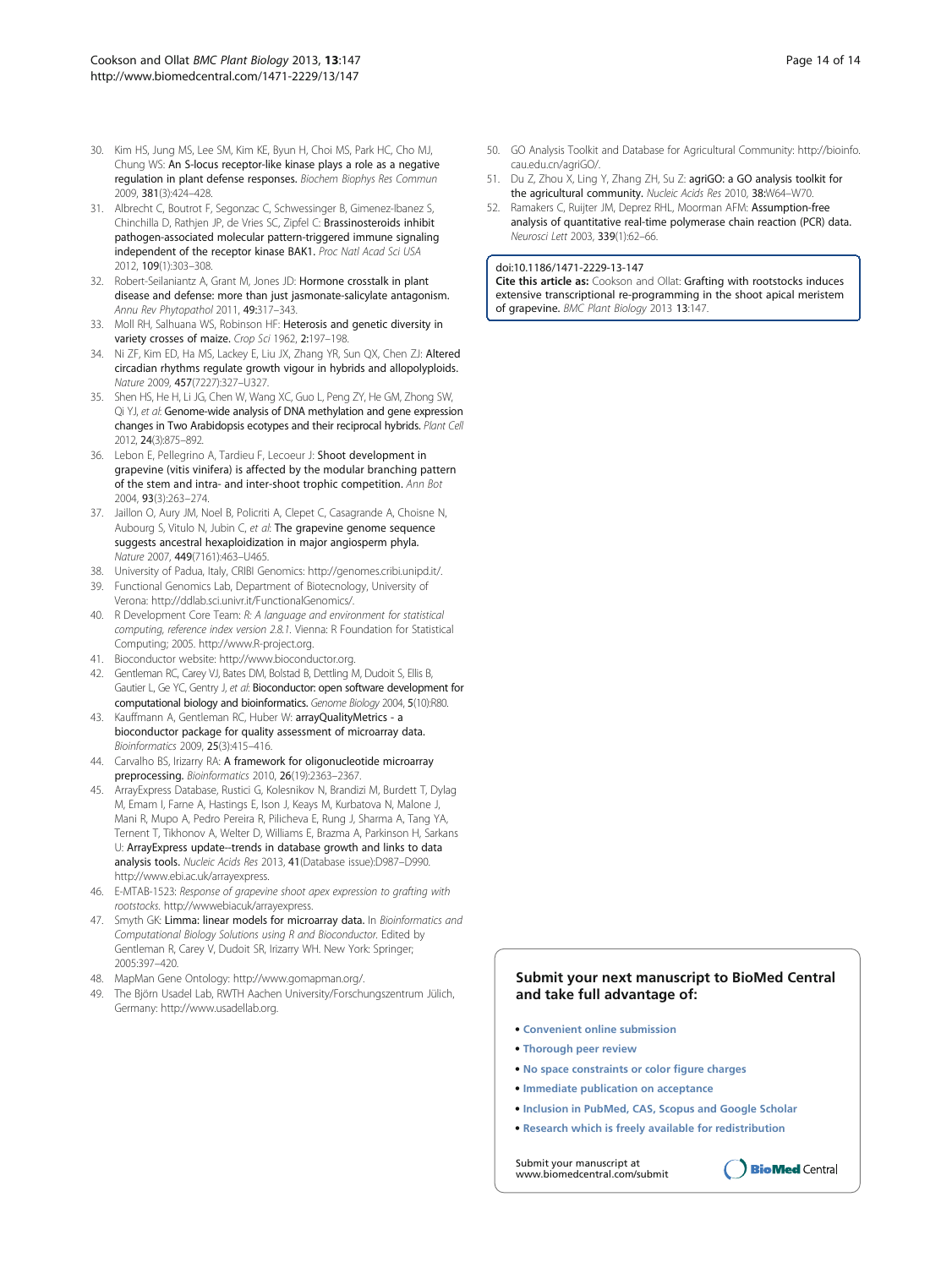30. Kim HS, Jung MS, Lee SM, Kim KE, Byun H, Choi MS, Park HC, Cho MJ, Chung WS: **An S-locus receptor-like kinase plays a role as a negative regulation in plant defense responses.** *Biochem Biophys Res Commun* 2009, **381**(3):424–428.
31. Albrecht C, Boutrot F, Segonzac C, Schwessinger B, Gimenez-Ibanez S, Chinchilla D, Rathjen JP, de Vries SC, Zipfel C: **Brassinosteroids inhibit pathogen-associated molecular pattern-triggered immune signaling independent of the receptor kinase BAK1.** *Proc Natl Acad Sci USA* 2012, **109**(1):303–308.
32. Robert-Seilaniantz A, Grant M, Jones JD: **Hormone crosstalk in plant disease and defense: more than just jasmonate-salicylate antagonism.** *Annu Rev Phytopathol* 2011, **49**:317–343.
33. Moll RH, Salhuana WS, Robinson HF: **Heterosis and genetic diversity in variety crosses of maize.** *Crop Sci* 1962, **2**:197–198.
34. Ni ZF, Kim ED, Ha MS, Lackey E, Liu JX, Zhang YR, Sun QX, Chen ZJ: **Altered circadian rhythms regulate growth vigour in hybrids and allopolyploids.** *Nature* 2009, **457**(7227):327–U327.
35. Shen HS, He H, Li JG, Chen W, Wang XC, Guo L, Peng ZY, He GM, Zhong SW, Qi YJ, *et al*: **Genome-wide analysis of DNA methylation and gene expression changes in Two Arabidopsis ecotypes and their reciprocal hybrids.** *Plant Cell* 2012, **24**(3):875–892.
36. Lebon E, Pellegrino A, Tardieu F, Lecoeur J: **Shoot development in grapevine (vitis vinifera) is affected by the modular branching pattern of the stem and intra- and inter-shoot trophic competition.** *Ann Bot* 2004, **93**(3):263–274.
37. Jaillon O, Aury JM, Noel B, Policriti A, Clepet C, Casagrande A, Choisne N, Aubourg S, Vitulo N, Jubin C, *et al*: **The grapevine genome sequence suggests ancestral hexaploidization in major angiosperm phyla.** *Nature* 2007, **449**(7161):463–U465.
38. University of Padua, Italy, CRIBI Genomics: http://genomes.cribi.unipd.it/.
39. Functional Genomics Lab, Department of Biotecnology, University of Verona: http://ddlab.sci.univr.it/FunctionalGenomics/.
40. R Development Core Team: *R: A language and environment for statistical computing, reference index version 2.8.1.* Vienna: R Foundation for Statistical Computing; 2005. http://www.R-project.org.
41. Bioconductor website: http://www.bioconductor.org.
42. Gentleman RC, Carey VJ, Bates DM, Bolstad B, Dettling M, Dudoit S, Ellis B, Gautier L, Ge YC, Gentry J, *et al*: **Bioconductor: open software development for computational biology and bioinformatics.** *Genome Biology* 2004, **5**(10):R80.
43. Kauffmann A, Gentleman RC, Huber W: **arrayQualityMetrics - a bioconductor package for quality assessment of microarray data.** *Bioinformatics* 2009, **25**(3):415–416.
44. Carvalho BS, Irizarry RA: **A framework for oligonucleotide microarray preprocessing.** *Bioinformatics* 2010, **26**(19):2363–2367.
45. ArrayExpress Database, Rustici G, Kolesnikov N, Brandizi M, Burdett T, Dylag M, Emam I, Farne A, Hastings E, Ison J, Keays M, Kurbatova N, Malone J, Mani R, Mupo A, Pedro Pereira R, Pilicheva E, Rung J, Sharma A, Tang YA, Ternent T, Tikhonov A, Welter D, Williams E, Brazma A, Parkinson H, Sarkans U: **ArrayExpress update--trends in database growth and links to data analysis tools.** *Nucleic Acids Res* 2013, **41**(Database issue):D987–D990. http://www.ebi.ac.uk/arrayexpress.
46. E-MTAB-1523: *Response of grapevine shoot apex expression to grafting with rootstocks.* http://wwwebiacuk/arrayexpress.
47. Smyth GK: **Limma: linear models for microarray data.** In *Bioinformatics and Computational Biology Solutions using R and Bioconductor.* Edited by Gentleman R, Carey V, Dudoit SR, Irizarry WH. New York: Springer; 2005:397–420.
48. MapMan Gene Ontology: http://www.gomapman.org/.
49. The Björn Usadel Lab, RWTH Aachen University/Forschungszentrum Jülich, Germany: http://www.usadellab.org.
50. GO Analysis Toolkit and Database for Agricultural Community: http://bioinfo.cau.edu.cn/agriGO/.
51. Du Z, Zhou X, Ling Y, Zhang ZH, Su Z: **agriGO: a GO analysis toolkit for the agricultural community.** *Nucleic Acids Res* 2010, **38**:W64–W70.
52. Ramakers C, Ruijter JM, Deprez RHL, Moorman AFM: **Assumption-free analysis of quantitative real-time polymerase chain reaction (PCR) data.** *Neurosci Lett* 2003, **339**(1):62–66.

doi:10.1186/1471-2229-13-147
**Cite this article as:** Cookson and Ollat: Grafting with rootstocks induces extensive transcriptional re-programming in the shoot apical meristem of grapevine. *BMC Plant Biology* 2013 **13**:147.

**Submit your next manuscript to BioMed Central and take full advantage of:**

- Convenient online submission
- Thorough peer review
- No space constraints or color figure charges
- Immediate publication on acceptance
- Inclusion in PubMed, CAS, Scopus and Google Scholar
- Research which is freely available for redistribution

Submit your manuscript at www.biomedcentral.com/submit

BioMed Central